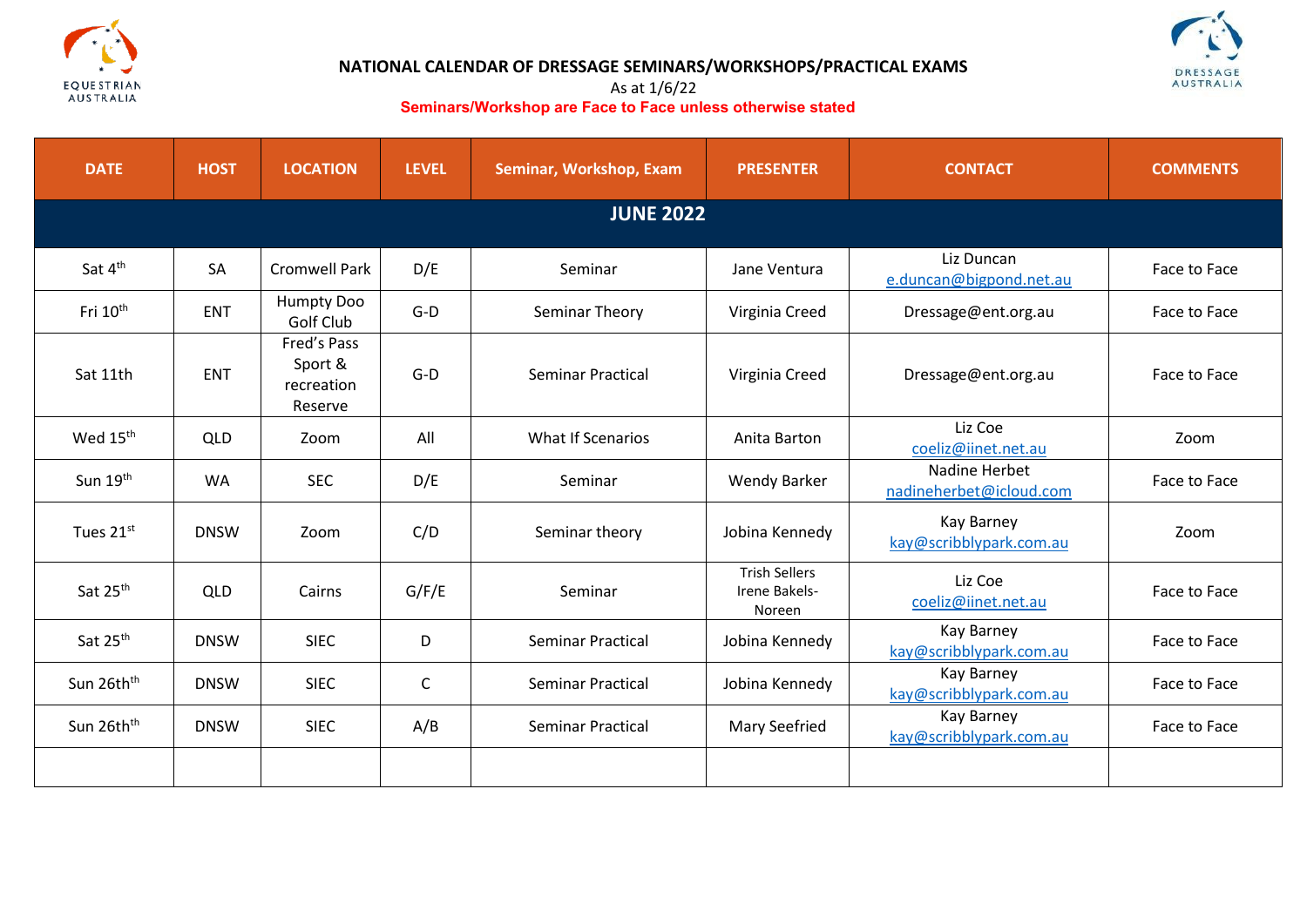# NATIONAL CALENDAR OF DRESSAGE SEMINARS/WORKSHOPS/PRACTICAL EXAMS

As at 1/6/22

**Seminars/Workshop are Face to Face unless otherwise stated**

| DATE | HOST | LOCATION | LEVEL | Seminar, Workshop, Exam | PRESENTER | CONTACT | COMMENTS |
|---|---|---|---|---|---|---|---|
| **JUNE 2022** | | | | | | | |
| Sat 4th | SA | Cromwell Park | D/E | Seminar | Jane Ventura | Liz Duncan e.duncan@bigpond.net.au | Face to Face |
| Fri 10th | ENT | Humpty Doo Golf Club | G-D | Seminar Theory | Virginia Creed | Dressage@ent.org.au | Face to Face |
| Sat 11th | ENT | Fred's Pass Sport & recreation Reserve | G-D | Seminar Practical | Virginia Creed | Dressage@ent.org.au | Face to Face |
| Wed 15th | QLD | Zoom | All | What If Scenarios | Anita Barton | Liz Coe coeliz@iinet.net.au | Zoom |
| Sun 19th | WA | SEC | D/E | Seminar | Wendy Barker | Nadine Herbet nadineherbet@icloud.com | Face to Face |
| Tues 21st | DNSW | Zoom | C/D | Seminar theory | Jobina Kennedy | Kay Barney kay@scribblypark.com.au | Zoom |
| Sat 25th | QLD | Cairns | G/F/E | Seminar | Trish Sellers Irene Bakels-Noreen | Liz Coe coeliz@iinet.net.au | Face to Face |
| Sat 25th | DNSW | SIEC | D | Seminar Practical | Jobina Kennedy | Kay Barney kay@scribblypark.com.au | Face to Face |
| Sun 26thth | DNSW | SIEC | C | Seminar Practical | Jobina Kennedy | Kay Barney kay@scribblypark.com.au | Face to Face |
| Sun 26thth | DNSW | SIEC | A/B | Seminar Practical | Mary Seefried | Kay Barney kay@scribblypark.com.au | Face to Face |
| | | | | | | | |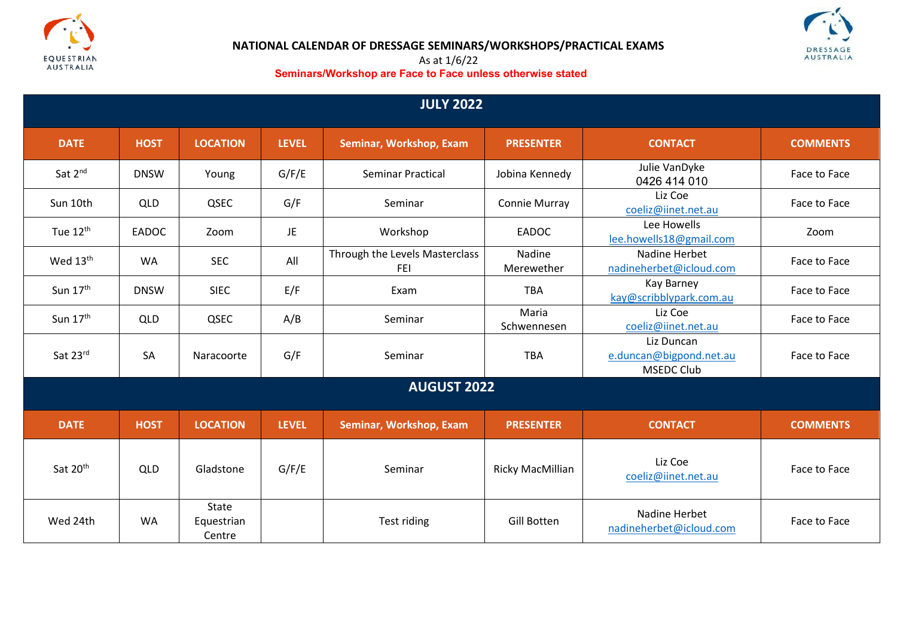**NATIONAL CALENDAR OF DRESSAGE SEMINARS/WORKSHOPS/PRACTICAL EXAMS**

As at 1/6/22

**Seminars/Workshop are Face to Face unless otherwise stated**

| JULY 2022 | | | | | | | |
|---|---|---|---|---|---|---|---|
| **DATE** | **HOST** | **LOCATION** | **LEVEL** | **Seminar, Workshop, Exam** | **PRESENTER** | **CONTACT** | **COMMENTS** |
| Sat 2nd | DNSW | Young | G/F/E | Seminar Practical | Jobina Kennedy | Julie VanDyke 0426 414 010 | Face to Face |
| Sun 10th | QLD | QSEC | G/F | Seminar | Connie Murray | Liz Coe coeliz@iinet.net.au | Face to Face |
| Tue 12th | EADOC | Zoom | JE | Workshop | EADOC | Lee Howells lee.howells18@gmail.com | Zoom |
| Wed 13th | WA | SEC | All | Through the Levels Masterclass FEI | Nadine Merewether | Nadine Herbet nadineherbet@icloud.com | Face to Face |
| Sun 17th | DNSW | SIEC | E/F | Exam | TBA | Kay Barney kay@scribblypark.com.au | Face to Face |
| Sun 17th | QLD | QSEC | A/B | Seminar | Maria Schwennesen | Liz Coe coeliz@iinet.net.au | Face to Face |
| Sat 23rd | SA | Naracoorte | G/F | Seminar | TBA | Liz Duncan e.duncan@bigpond.net.au MSEDC Club | Face to Face |

| AUGUST 2022 | | | | | | | |
|---|---|---|---|---|---|---|---|
| **DATE** | **HOST** | **LOCATION** | **LEVEL** | **Seminar, Workshop, Exam** | **PRESENTER** | **CONTACT** | **COMMENTS** |
| Sat 20th | QLD | Gladstone | G/F/E | Seminar | Ricky MacMillian | Liz Coe coeliz@iinet.net.au | Face to Face |
| Wed 24th | WA | State Equestrian Centre | | Test riding | Gill Botten | Nadine Herbet nadineherbet@icloud.com | Face to Face |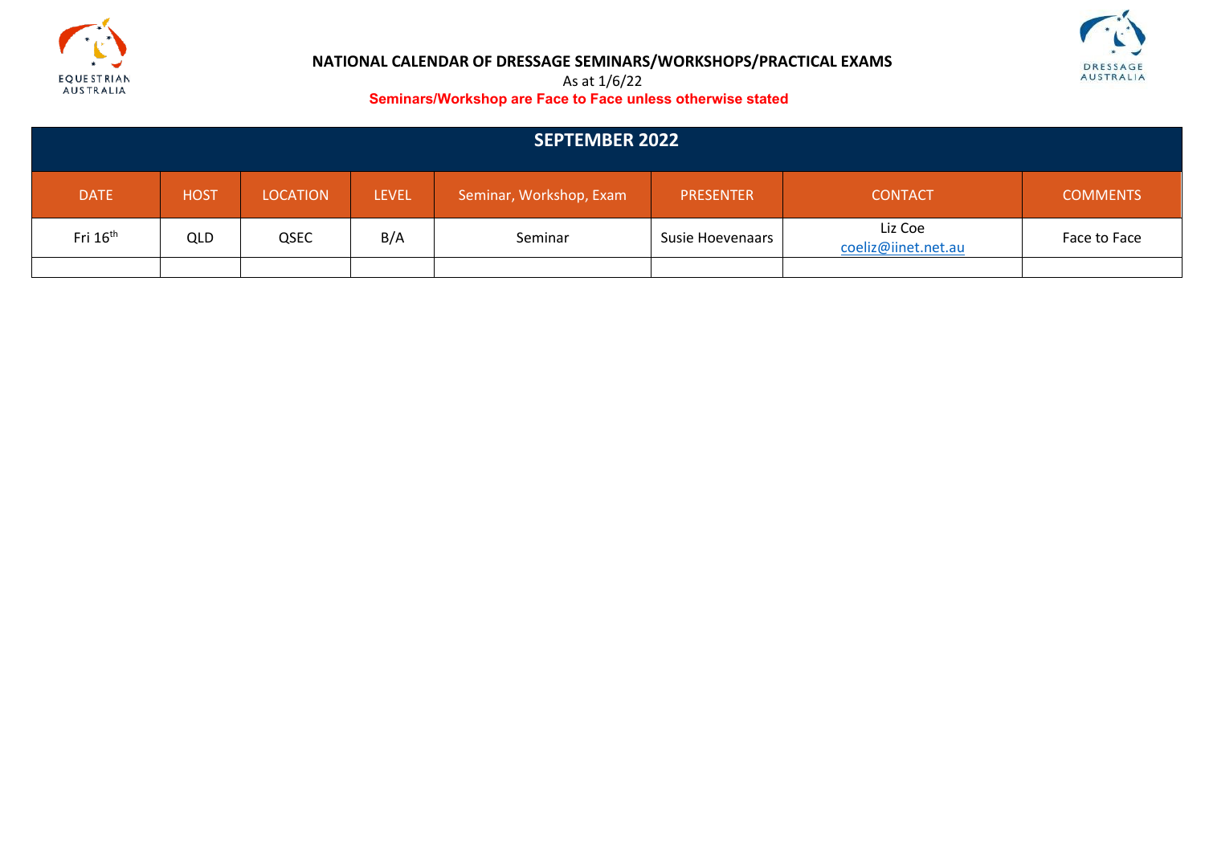**NATIONAL CALENDAR OF DRESSAGE SEMINARS/WORKSHOPS/PRACTICAL EXAMS**

As at 1/6/22

**Seminars/Workshop are Face to Face unless otherwise stated**

| SEPTEMBER 2022 | | | | | | | |
|---|---|---|---|---|---|---|---|
| DATE | HOST | LOCATION | LEVEL | Seminar, Workshop, Exam | PRESENTER | CONTACT | COMMENTS |
| Fri 16th | QLD | QSEC | B/A | Seminar | Susie Hoevenaars | Liz Coe coeliz@iinet.net.au | Face to Face |
| | | | | | | | |